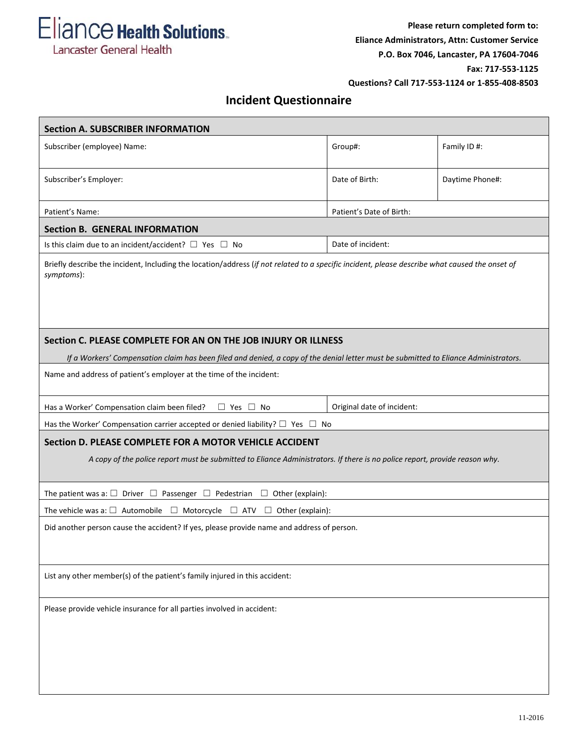Eliance Health Solutions
Lancaster General Health

**Please return completed form to:**
**Eliance Administrators, Attn: Customer Service**
**P.O. Box 7046, Lancaster, PA 17604-7046**
**Fax: 717-553-1125**
**Questions? Call 717-553-1124 or 1-855-408-8503**

# Incident Questionnaire

## Section A. SUBSCRIBER INFORMATION

| Subscriber (employee) Name: | Group#: | Family ID #: |
|---|---|---|
| Subscriber's Employer: | Date of Birth: | Daytime Phone#: |
| Patient's Name: | Patient's Date of Birth: | |

## Section B. GENERAL INFORMATION

| Is this claim due to an incident/accident? ☐ Yes ☐ No | Date of incident: |
|---|---|

Briefly describe the incident, Including the location/address (*if not related to a specific incident, please describe what caused the onset of symptoms*):

## Section C. PLEASE COMPLETE FOR AN ON THE JOB INJURY OR ILLNESS

*If a Workers' Compensation claim has been filed and denied, a copy of the denial letter must be submitted to Eliance Administrators.*

Name and address of patient's employer at the time of the incident:

| Has a Worker' Compensation claim been filed? ☐ Yes ☐ No | Original date of incident: |
|---|---|

Has the Worker' Compensation carrier accepted or denied liability? ☐ Yes ☐ No

## Section D. PLEASE COMPLETE FOR A MOTOR VEHICLE ACCIDENT

*A copy of the police report must be submitted to Eliance Administrators. If there is no police report, provide reason why.*

The patient was a: ☐ Driver ☐ Passenger ☐ Pedestrian ☐ Other (explain):

The vehicle was a: ☐ Automobile ☐ Motorcycle ☐ ATV ☐ Other (explain):

Did another person cause the accident? If yes, please provide name and address of person.

List any other member(s) of the patient's family injured in this accident:

Please provide vehicle insurance for all parties involved in accident:

11-2016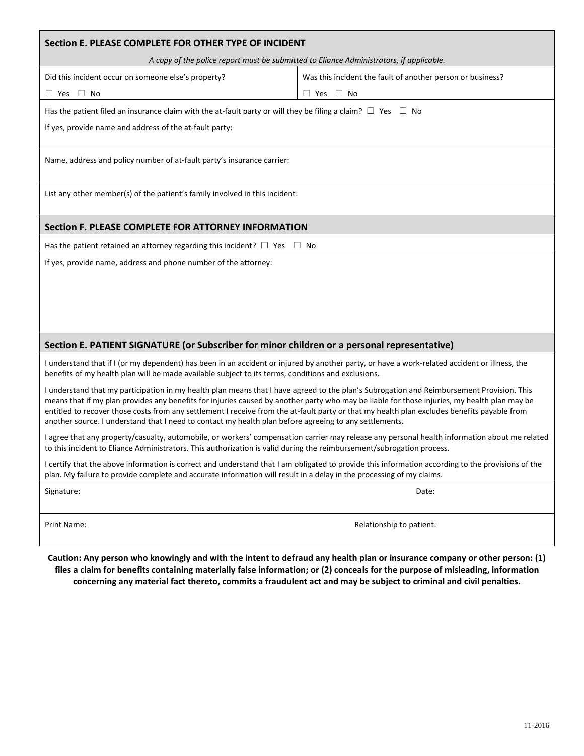## Section E. PLEASE COMPLETE FOR OTHER TYPE OF INCIDENT

*A copy of the police report must be submitted to Eliance Administrators, if applicable.*

| | |
|---|---|
| Did this incident occur on someone else's property?<br>☐ Yes ☐ No | Was this incident the fault of another person or business?<br>☐ Yes ☐ No |

Has the patient filed an insurance claim with the at-fault party or will they be filing a claim? ☐ Yes ☐ No

If yes, provide name and address of the at-fault party:

Name, address and policy number of at-fault party's insurance carrier:

List any other member(s) of the patient's family involved in this incident:

## Section F. PLEASE COMPLETE FOR ATTORNEY INFORMATION

Has the patient retained an attorney regarding this incident? ☐ Yes ☐ No

If yes, provide name, address and phone number of the attorney:

## Section E. PATIENT SIGNATURE (or Subscriber for minor children or a personal representative)

I understand that if I (or my dependent) has been in an accident or injured by another party, or have a work-related accident or illness, the benefits of my health plan will be made available subject to its terms, conditions and exclusions.

I understand that my participation in my health plan means that I have agreed to the plan's Subrogation and Reimbursement Provision. This means that if my plan provides any benefits for injuries caused by another party who may be liable for those injuries, my health plan may be entitled to recover those costs from any settlement I receive from the at-fault party or that my health plan excludes benefits payable from another source. I understand that I need to contact my health plan before agreeing to any settlements.

I agree that any property/casualty, automobile, or workers' compensation carrier may release any personal health information about me related to this incident to Eliance Administrators. This authorization is valid during the reimbursement/subrogation process.

I certify that the above information is correct and understand that I am obligated to provide this information according to the provisions of the plan. My failure to provide complete and accurate information will result in a delay in the processing of my claims.

| | |
|---|---|
| Signature: | Date: |
| Print Name: | Relationship to patient: |

**Caution: Any person who knowingly and with the intent to defraud any health plan or insurance company or other person: (1) files a claim for benefits containing materially false information; or (2) conceals for the purpose of misleading, information concerning any material fact thereto, commits a fraudulent act and may be subject to criminal and civil penalties.**

11-2016